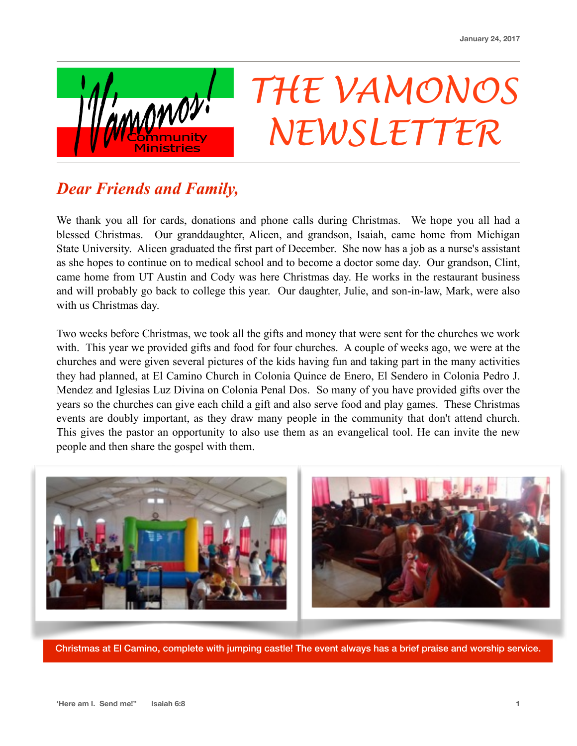January 24, 2017

# THE VAMONOS NEWSLETTER

## *Dear Friends and Family,*

We thank you all for cards, donations and phone calls during Christmas. We hope you all had a blessed Christmas. Our granddaughter, Alicen, and grandson, Isaiah, came home from Michigan State University. Alicen graduated the first part of December. She now has a job as a nurse's assistant as she hopes to continue on to medical school and to become a doctor some day. Our grandson, Clint, came home from UT Austin and Cody was here Christmas day. He works in the restaurant business and will probably go back to college this year. Our daughter, Julie, and son-in-law, Mark, were also with us Christmas day.

Two weeks before Christmas, we took all the gifts and money that were sent for the churches we work with. This year we provided gifts and food for four churches. A couple of weeks ago, we were at the churches and were given several pictures of the kids having fun and taking part in the many activities they had planned, at El Camino Church in Colonia Quince de Enero, El Sendero in Colonia Pedro J. Mendez and Iglesias Luz Divina on Colonia Penal Dos. So many of you have provided gifts over the years so the churches can give each child a gift and also serve food and play games. These Christmas events are doubly important, as they draw many people in the community that don't attend church. This gives the pastor an opportunity to also use them as an evangelical tool. He can invite the new people and then share the gospel with them.

Christmas at El Camino, complete with jumping castle! The event always has a brief praise and worship service.

'Here am I. Send me!" Isaiah 6:8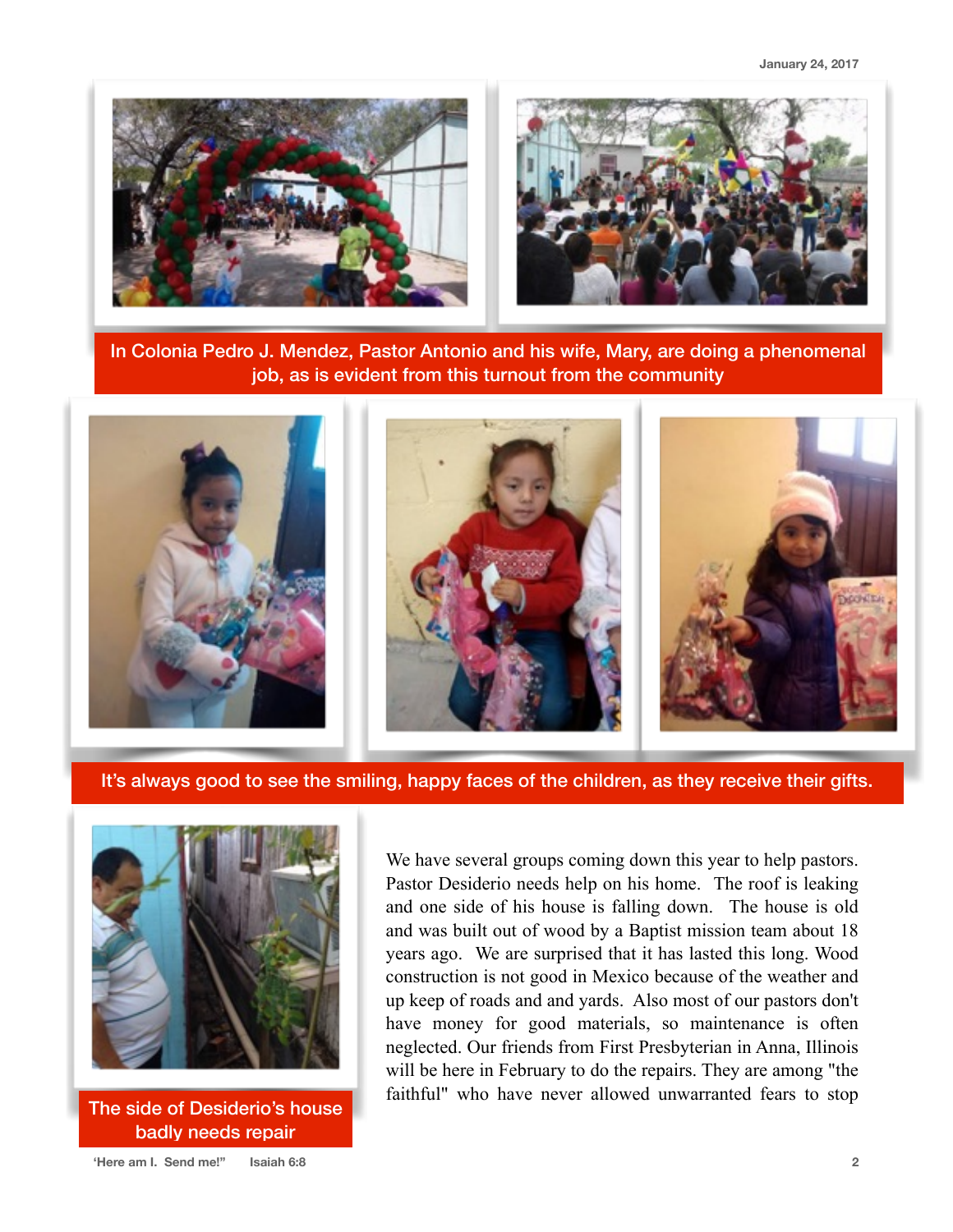In Colonia Pedro J. Mendez, Pastor Antonio and his wife, Mary, are doing a phenomenal job, as is evident from this turnout from the community

It's always good to see the smiling, happy faces of the children, as they receive their gifts.

The side of Desiderio's house badly needs repair

We have several groups coming down this year to help pastors. Pastor Desiderio needs help on his home. The roof is leaking and one side of his house is falling down. The house is old and was built out of wood by a Baptist mission team about 18 years ago. We are surprised that it has lasted this long. Wood construction is not good in Mexico because of the weather and up keep of roads and and yards. Also most of our pastors don't have money for good materials, so maintenance is often neglected. Our friends from First Presbyterian in Anna, Illinois will be here in February to do the repairs. They are among "the faithful" who have never allowed unwarranted fears to stop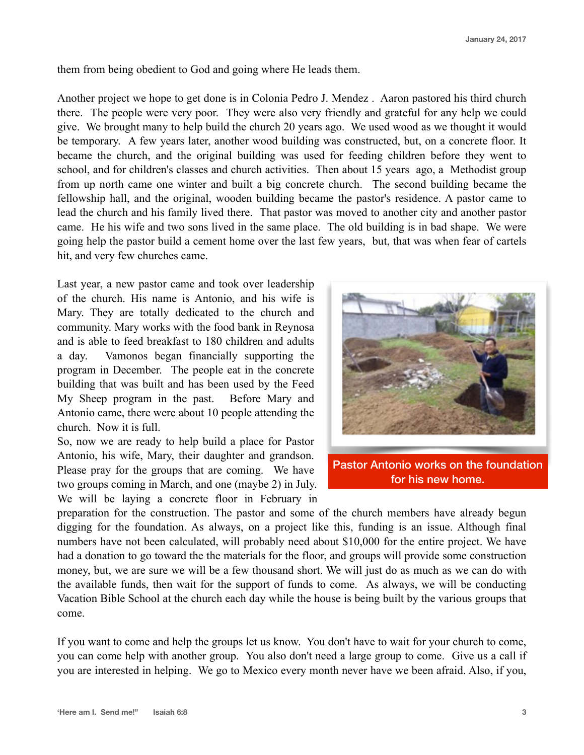them from being obedient to God and going where He leads them.

Another project we hope to get done is in Colonia Pedro J. Mendez . Aaron pastored his third church there. The people were very poor. They were also very friendly and grateful for any help we could give. We brought many to help build the church 20 years ago. We used wood as we thought it would be temporary. A few years later, another wood building was constructed, but, on a concrete floor. It became the church, and the original building was used for feeding children before they went to school, and for children's classes and church activities. Then about 15 years ago, a Methodist group from up north came one winter and built a big concrete church. The second building became the fellowship hall, and the original, wooden building became the pastor's residence. A pastor came to lead the church and his family lived there. That pastor was moved to another city and another pastor came. He his wife and two sons lived in the same place. The old building is in bad shape. We were going help the pastor build a cement home over the last few years, but, that was when fear of cartels hit, and very few churches came.

Last year, a new pastor came and took over leadership of the church. His name is Antonio, and his wife is Mary. They are totally dedicated to the church and community. Mary works with the food bank in Reynosa and is able to feed breakfast to 180 children and adults a day. Vamonos began financially supporting the program in December. The people eat in the concrete building that was built and has been used by the Feed My Sheep program in the past. Before Mary and Antonio came, there were about 10 people attending the church. Now it is full.

So, now we are ready to help build a place for Pastor Antonio, his wife, Mary, their daughter and grandson. Please pray for the groups that are coming. We have two groups coming in March, and one (maybe 2) in July. We will be laying a concrete floor in February in preparation for the construction. The pastor and some of the church members have already begun digging for the foundation. As always, on a project like this, funding is an issue. Although final numbers have not been calculated, will probably need about $10,000 for the entire project. We have had a donation to go toward the the materials for the floor, and groups will provide some construction money, but, we are sure we will be a few thousand short. We will just do as much as we can do with the available funds, then wait for the support of funds to come. As always, we will be conducting Vacation Bible School at the church each day while the house is being built by the various groups that come.

Pastor Antonio works on the foundation for his new home.

If you want to come and help the groups let us know. You don't have to wait for your church to come, you can come help with another group. You also don't need a large group to come. Give us a call if you are interested in helping. We go to Mexico every month never have we been afraid. Also, if you,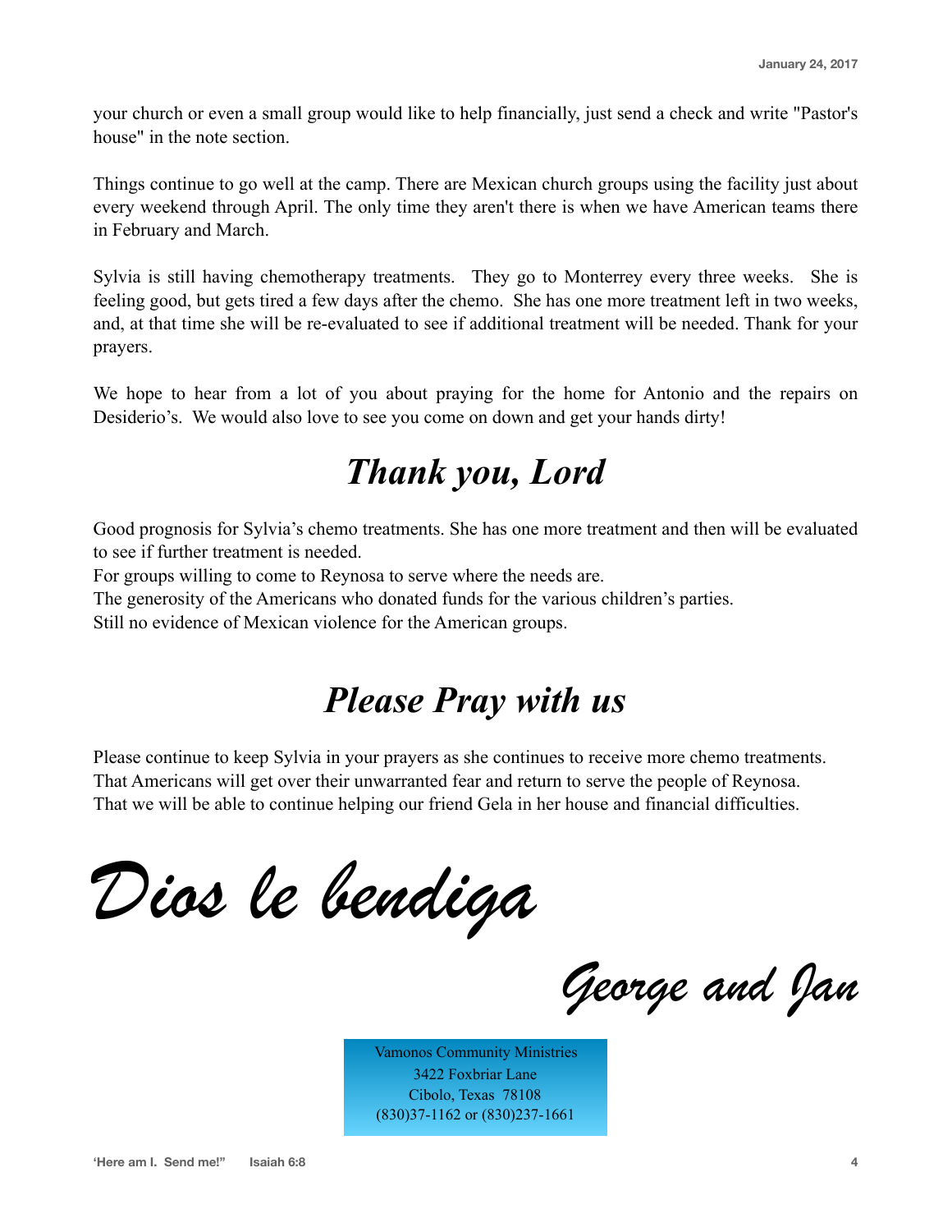your church or even a small group would like to help financially, just send a check and write "Pastor's house" in the note section.

Things continue to go well at the camp. There are Mexican church groups using the facility just about every weekend through April. The only time they aren't there is when we have American teams there in February and March.

Sylvia is still having chemotherapy treatments. They go to Monterrey every three weeks. She is feeling good, but gets tired a few days after the chemo. She has one more treatment left in two weeks, and, at that time she will be re-evaluated to see if additional treatment will be needed. Thank for your prayers.

We hope to hear from a lot of you about praying for the home for Antonio and the repairs on Desiderio's. We would also love to see you come on down and get your hands dirty!

# *Thank you, Lord*

Good prognosis for Sylvia's chemo treatments. She has one more treatment and then will be evaluated to see if further treatment is needed.
For groups willing to come to Reynosa to serve where the needs are.
The generosity of the Americans who donated funds for the various children's parties.
Still no evidence of Mexican violence for the American groups.

# *Please Pray with us*

Please continue to keep Sylvia in your prayers as she continues to receive more chemo treatments.
That Americans will get over their unwarranted fear and return to serve the people of Reynosa.
That we will be able to continue helping our friend Gela in her house and financial difficulties.

*Dios le bendiga*

*George and Jan*

Vamonos Community Ministries
3422 Foxbriar Lane
Cibolo, Texas 78108
(830)37-1162 or (830)237-1661